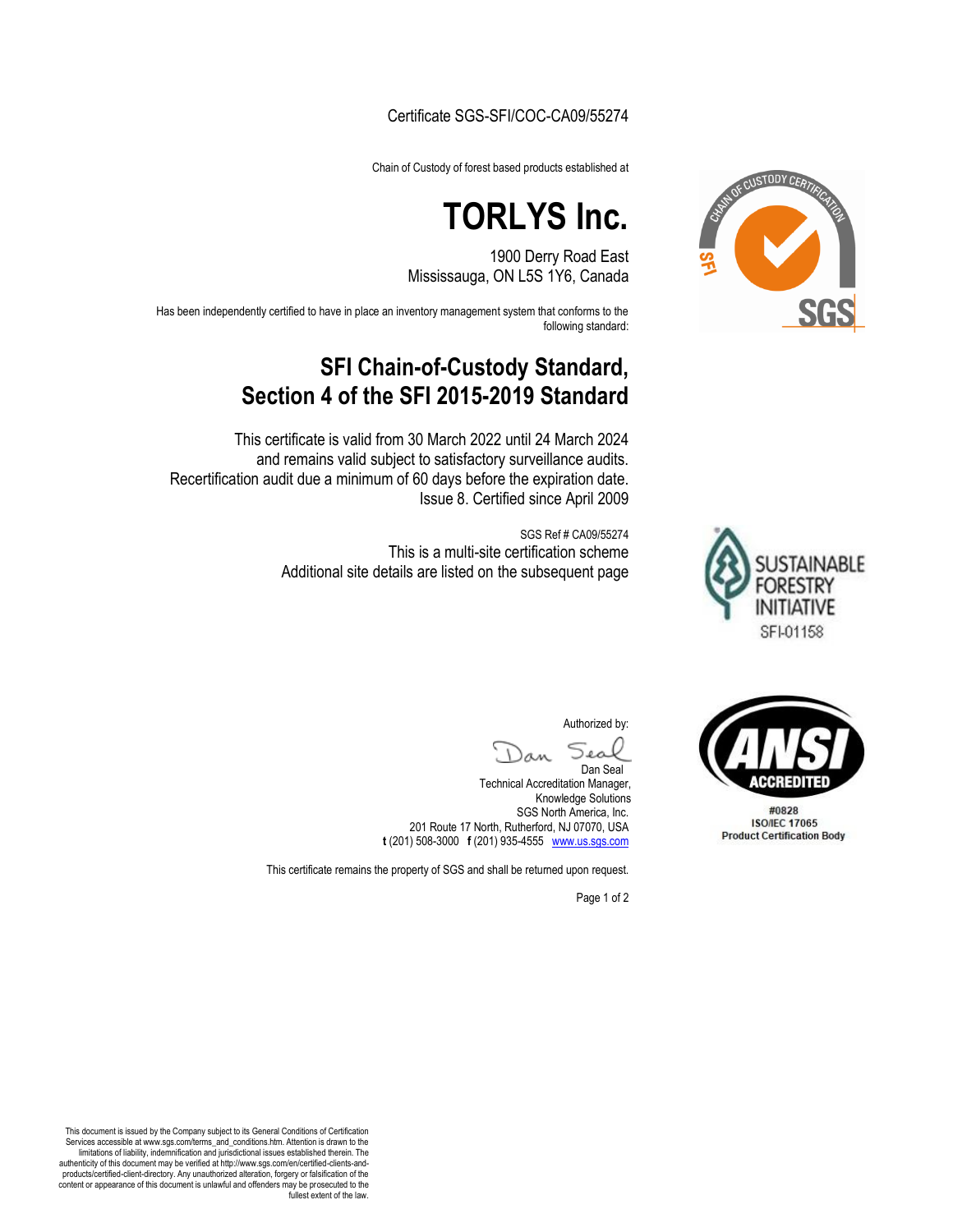Certificate SGS-SFI/COC-CA09/55274

Chain of Custody of forest based products established at

# TORLYS Inc.

1900 Derry Road East
Mississauga, ON L5S 1Y6, Canada

Has been independently certified to have in place an inventory management system that conforms to the following standard:

## SFI Chain-of-Custody Standard, Section 4 of the SFI 2015-2019 Standard

This certificate is valid from 30 March 2022 until 24 March 2024
and remains valid subject to satisfactory surveillance audits.
Recertification audit due a minimum of 60 days before the expiration date.
Issue 8. Certified since April 2009

SGS Ref # CA09/55274
This is a multi-site certification scheme
Additional site details are listed on the subsequent page

SFI-01158

Authorized by:

Dan Seal
Technical Accreditation Manager,
Knowledge Solutions
SGS North America, Inc.
201 Route 17 North, Rutherford, NJ 07070, USA
**t** (201) 508-3000 **f** (201) 935-4555 www.us.sgs.com

ANSI ACCREDITED
#0828
ISO/IEC 17065
Product Certification Body

This certificate remains the property of SGS and shall be returned upon request.

This document is issued by the Company subject to its General Conditions of Certification Services accessible at www.sgs.com/terms_and_conditions.htm. Attention is drawn to the limitations of liability, indemnification and jurisdictional issues established therein. The authenticity of this document may be verified at http://www.sgs.com/en/certified-clients-and-products/certified-client-directory. Any unauthorized alteration, forgery or falsification of the content or appearance of this document is unlawful and offenders may be prosecuted to the fullest extent of the law.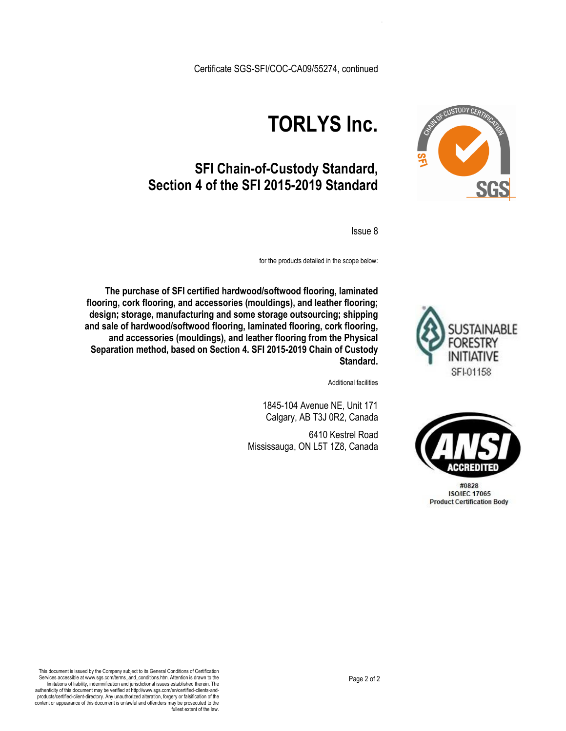Certificate SGS-SFI/COC-CA09/55274, continued

# TORLYS Inc.

## SFI Chain-of-Custody Standard, Section 4 of the SFI 2015-2019 Standard

Issue 8

for the products detailed in the scope below:

**The purchase of SFI certified hardwood/softwood flooring, laminated flooring, cork flooring, and accessories (mouldings), and leather flooring; design; storage, manufacturing and some storage outsourcing; shipping and sale of hardwood/softwood flooring, laminated flooring, cork flooring, and accessories (mouldings), and leather flooring from the Physical Separation method, based on Section 4. SFI 2015-2019 Chain of Custody Standard.**

Additional facilities

1845-104 Avenue NE, Unit 171
Calgary, AB T3J 0R2, Canada

6410 Kestrel Road
Mississauga, ON L5T 1Z8, Canada

SFI-01158

#0828
ISO/IEC 17065
Product Certification Body

This document is issued by the Company subject to its General Conditions of Certification Services accessible at www.sgs.com/terms_and_conditions.htm. Attention is drawn to the limitations of liability, indemnification and jurisdictional issues established therein. The authenticity of this document may be verified at http://www.sgs.com/en/certified-clients-and-products/certified-client-directory. Any unauthorized alteration, forgery or falsification of the content or appearance of this document is unlawful and offenders may be prosecuted to the fullest extent of the law.